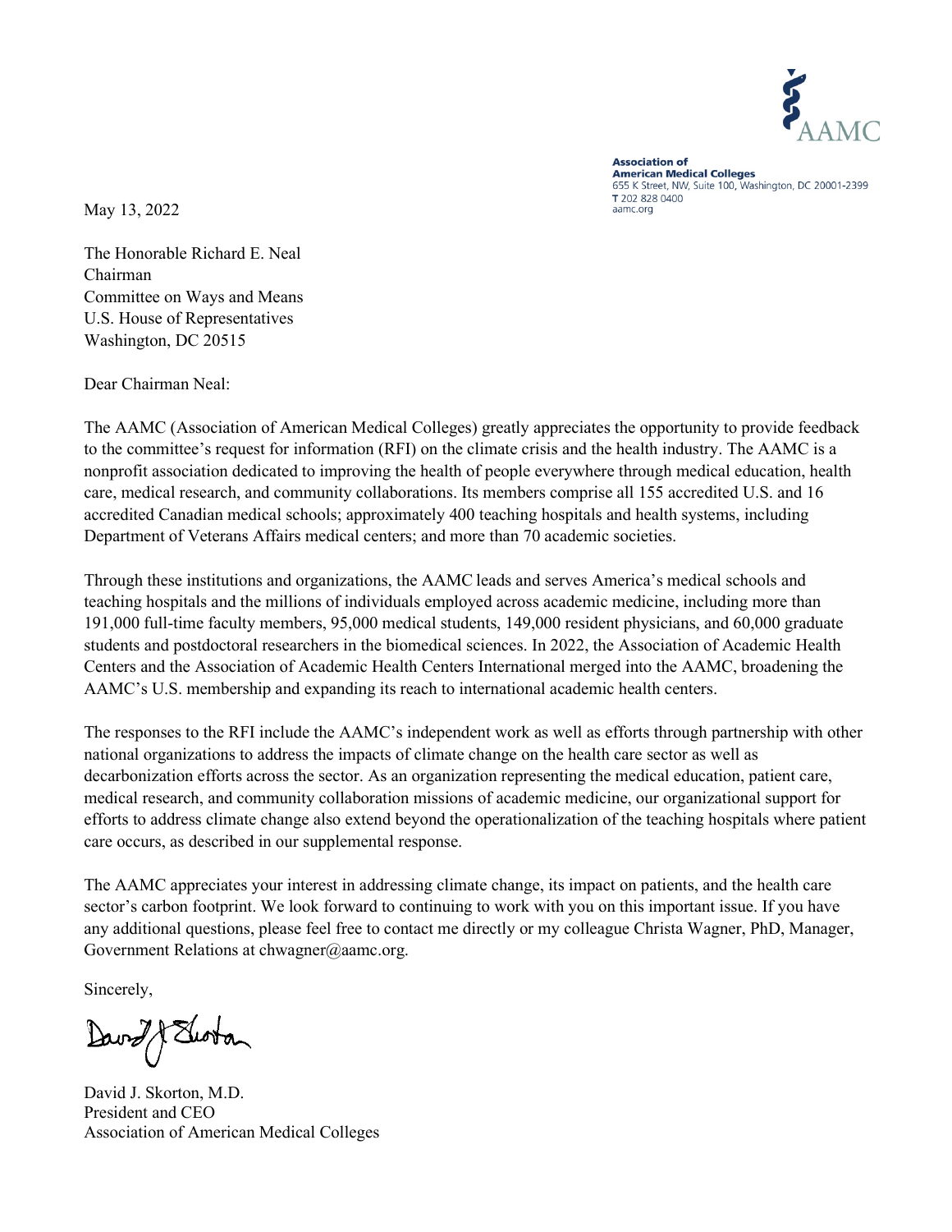AAMC

**Association of American Medical Colleges**
655 K Street, NW, Suite 100, Washington, DC 20001-2399
T 202 828 0400
aamc.org

May 13, 2022

The Honorable Richard E. Neal
Chairman
Committee on Ways and Means
U.S. House of Representatives
Washington, DC 20515

Dear Chairman Neal:

The AAMC (Association of American Medical Colleges) greatly appreciates the opportunity to provide feedback to the committee's request for information (RFI) on the climate crisis and the health industry. The AAMC is a nonprofit association dedicated to improving the health of people everywhere through medical education, health care, medical research, and community collaborations. Its members comprise all 155 accredited U.S. and 16 accredited Canadian medical schools; approximately 400 teaching hospitals and health systems, including Department of Veterans Affairs medical centers; and more than 70 academic societies.

Through these institutions and organizations, the AAMC leads and serves America's medical schools and teaching hospitals and the millions of individuals employed across academic medicine, including more than 191,000 full-time faculty members, 95,000 medical students, 149,000 resident physicians, and 60,000 graduate students and postdoctoral researchers in the biomedical sciences. In 2022, the Association of Academic Health Centers and the Association of Academic Health Centers International merged into the AAMC, broadening the AAMC's U.S. membership and expanding its reach to international academic health centers.

The responses to the RFI include the AAMC's independent work as well as efforts through partnership with other national organizations to address the impacts of climate change on the health care sector as well as decarbonization efforts across the sector. As an organization representing the medical education, patient care, medical research, and community collaboration missions of academic medicine, our organizational support for efforts to address climate change also extend beyond the operationalization of the teaching hospitals where patient care occurs, as described in our supplemental response.

The AAMC appreciates your interest in addressing climate change, its impact on patients, and the health care sector's carbon footprint. We look forward to continuing to work with you on this important issue. If you have any additional questions, please feel free to contact me directly or my colleague Christa Wagner, PhD, Manager, Government Relations at chwagner@aamc.org.

Sincerely,

David J. Skorton, M.D.
President and CEO
Association of American Medical Colleges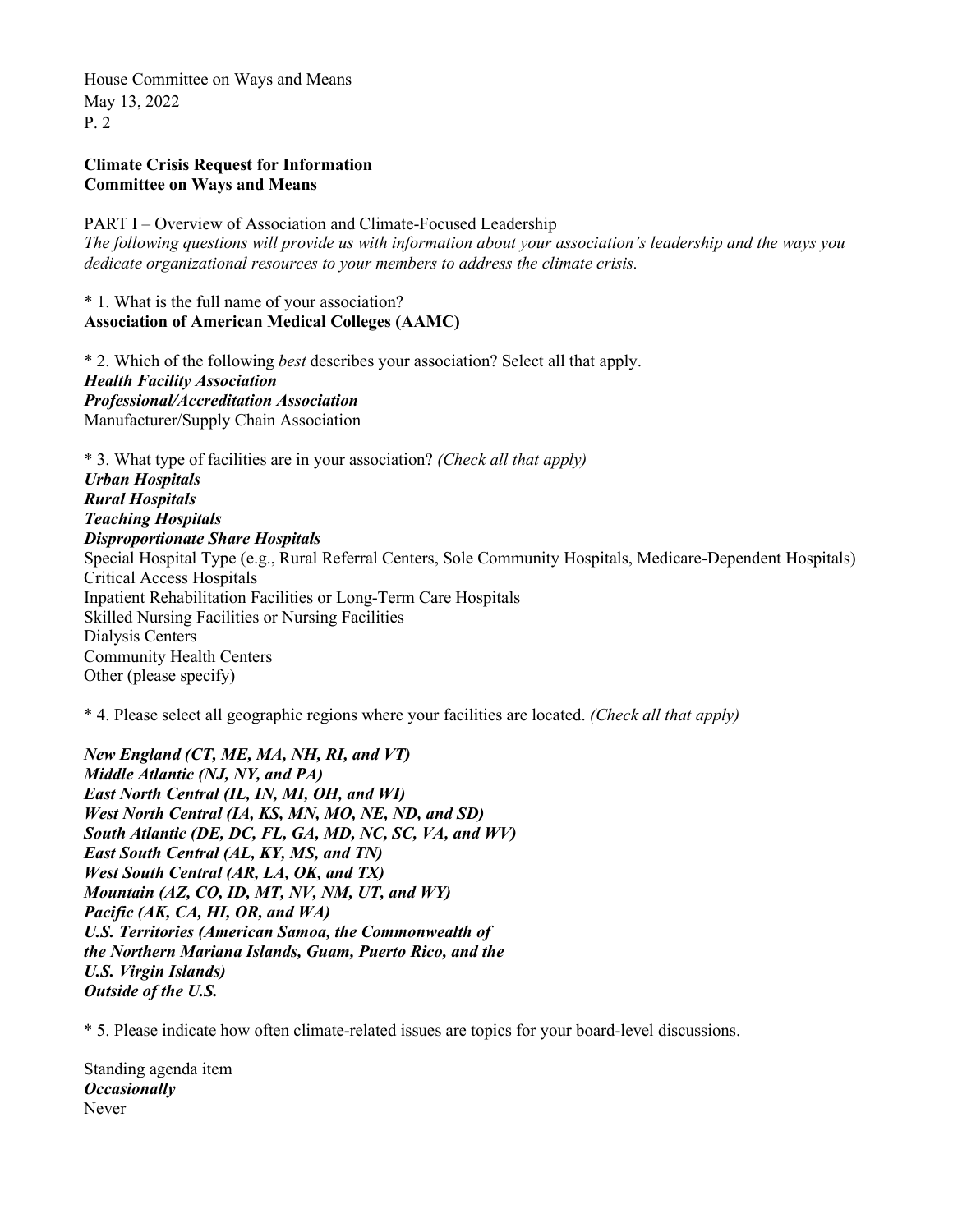**Climate Crisis Request for Information**
**Committee on Ways and Means**

PART I – Overview of Association and Climate-Focused Leadership

*The following questions will provide us with information about your association's leadership and the ways you dedicate organizational resources to your members to address the climate crisis.*

\* 1. What is the full name of your association?

**Association of American Medical Colleges (AAMC)**

\* 2. Which of the following *best* describes your association? Select all that apply.

***Health Facility Association***
***Professional/Accreditation Association***
Manufacturer/Supply Chain Association

\* 3. What type of facilities are in your association? *(Check all that apply)*

***Urban Hospitals***
***Rural Hospitals***
***Teaching Hospitals***
***Disproportionate Share Hospitals***
Special Hospital Type (e.g., Rural Referral Centers, Sole Community Hospitals, Medicare-Dependent Hospitals)
Critical Access Hospitals
Inpatient Rehabilitation Facilities or Long-Term Care Hospitals
Skilled Nursing Facilities or Nursing Facilities
Dialysis Centers
Community Health Centers
Other (please specify)

\* 4. Please select all geographic regions where your facilities are located. *(Check all that apply)*

***New England (CT, ME, MA, NH, RI, and VT)***
***Middle Atlantic (NJ, NY, and PA)***
***East North Central (IL, IN, MI, OH, and WI)***
***West North Central (IA, KS, MN, MO, NE, ND, and SD)***
***South Atlantic (DE, DC, FL, GA, MD, NC, SC, VA, and WV)***
***East South Central (AL, KY, MS, and TN)***
***West South Central (AR, LA, OK, and TX)***
***Mountain (AZ, CO, ID, MT, NV, NM, UT, and WY)***
***Pacific (AK, CA, HI, OR, and WA)***
***U.S. Territories (American Samoa, the Commonwealth of the Northern Mariana Islands, Guam, Puerto Rico, and the U.S. Virgin Islands)***
***Outside of the U.S.***

\* 5. Please indicate how often climate-related issues are topics for your board-level discussions.

Standing agenda item
***Occasionally***
Never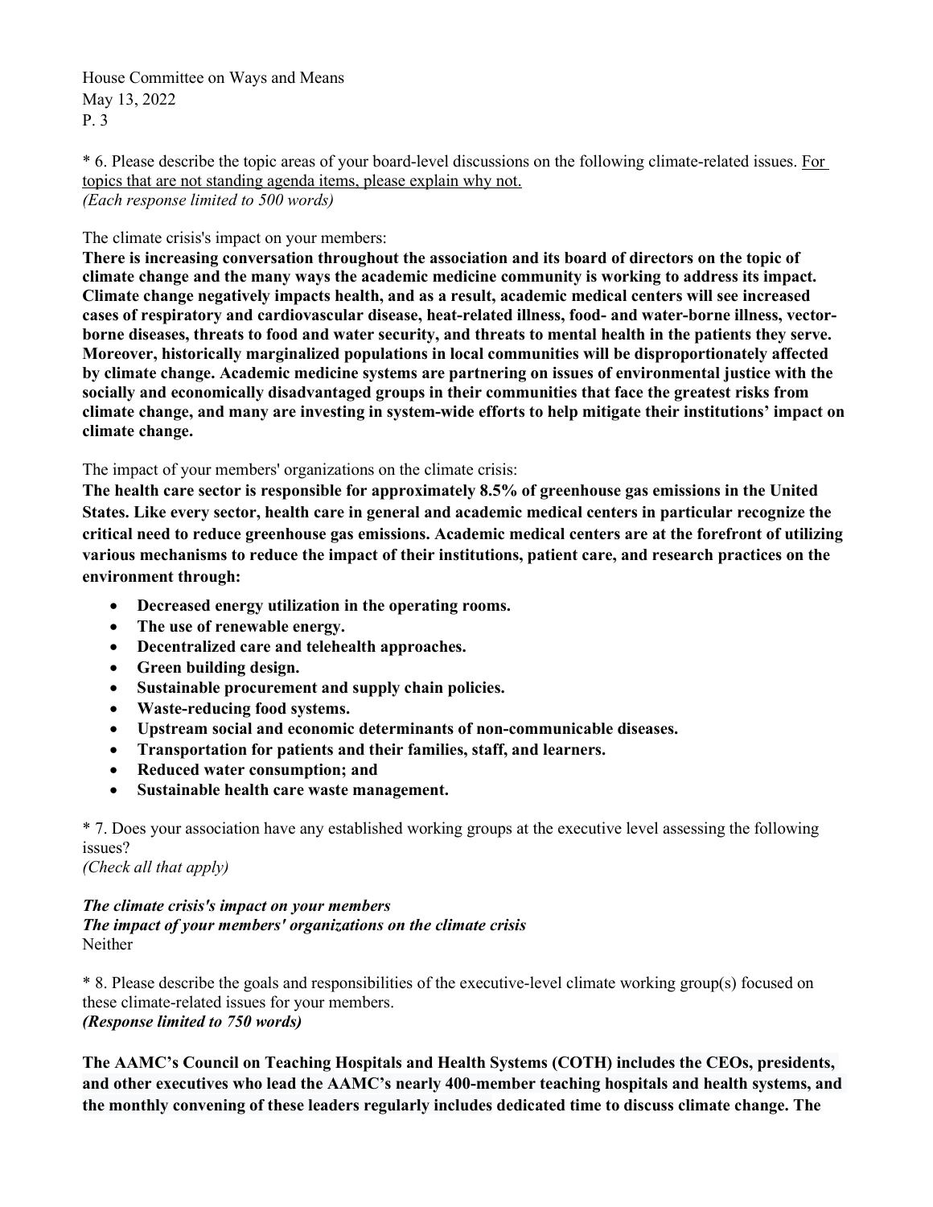\* 6. Please describe the topic areas of your board-level discussions on the following climate-related issues. <u>For topics that are not standing agenda items, please explain why not.</u>
*(Each response limited to 500 words)*

The climate crisis's impact on your members:
**There is increasing conversation throughout the association and its board of directors on the topic of climate change and the many ways the academic medicine community is working to address its impact. Climate change negatively impacts health, and as a result, academic medical centers will see increased cases of respiratory and cardiovascular disease, heat-related illness, food- and water-borne illness, vector-borne diseases, threats to food and water security, and threats to mental health in the patients they serve. Moreover, historically marginalized populations in local communities will be disproportionately affected by climate change. Academic medicine systems are partnering on issues of environmental justice with the socially and economically disadvantaged groups in their communities that face the greatest risks from climate change, and many are investing in system-wide efforts to help mitigate their institutions' impact on climate change.**

The impact of your members' organizations on the climate crisis:
**The health care sector is responsible for approximately 8.5% of greenhouse gas emissions in the United States. Like every sector, health care in general and academic medical centers in particular recognize the critical need to reduce greenhouse gas emissions. Academic medical centers are at the forefront of utilizing various mechanisms to reduce the impact of their institutions, patient care, and research practices on the environment through:**

- **Decreased energy utilization in the operating rooms.**
- **The use of renewable energy.**
- **Decentralized care and telehealth approaches.**
- **Green building design.**
- **Sustainable procurement and supply chain policies.**
- **Waste-reducing food systems.**
- **Upstream social and economic determinants of non-communicable diseases.**
- **Transportation for patients and their families, staff, and learners.**
- **Reduced water consumption; and**
- **Sustainable health care waste management.**

\* 7. Does your association have any established working groups at the executive level assessing the following issues?
*(Check all that apply)*

***The climate crisis's impact on your members***
***The impact of your members' organizations on the climate crisis***
Neither

\* 8. Please describe the goals and responsibilities of the executive-level climate working group(s) focused on these climate-related issues for your members.
***(Response limited to 750 words)***

**The AAMC's Council on Teaching Hospitals and Health Systems (COTH) includes the CEOs, presidents, and other executives who lead the AAMC's nearly 400-member teaching hospitals and health systems, and the monthly convening of these leaders regularly includes dedicated time to discuss climate change. The**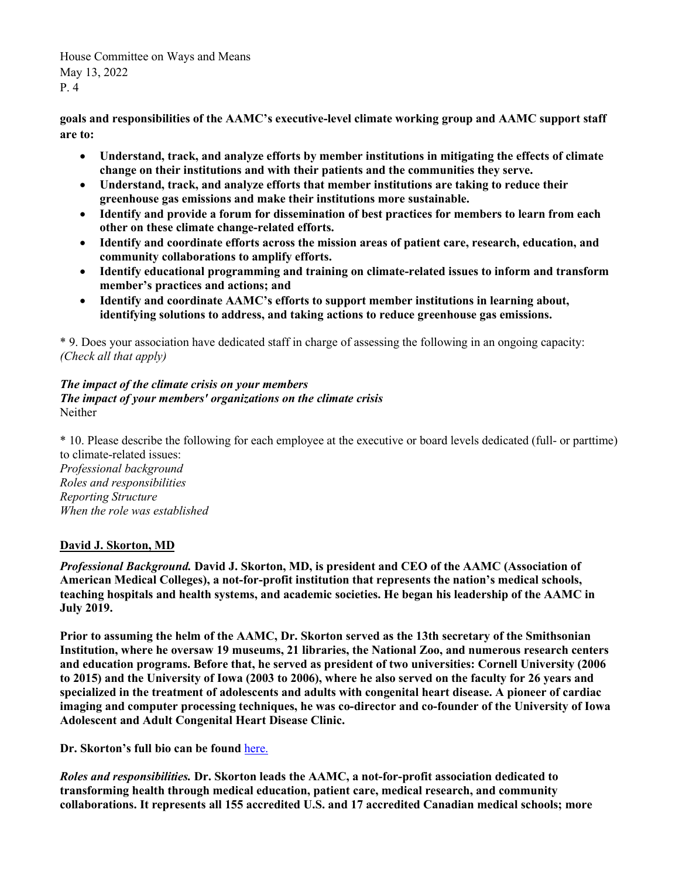**goals and responsibilities of the AAMC's executive-level climate working group and AAMC support staff are to:**

- **Understand, track, and analyze efforts by member institutions in mitigating the effects of climate change on their institutions and with their patients and the communities they serve.**
- **Understand, track, and analyze efforts that member institutions are taking to reduce their greenhouse gas emissions and make their institutions more sustainable.**
- **Identify and provide a forum for dissemination of best practices for members to learn from each other on these climate change-related efforts.**
- **Identify and coordinate efforts across the mission areas of patient care, research, education, and community collaborations to amplify efforts.**
- **Identify educational programming and training on climate-related issues to inform and transform member's practices and actions; and**
- **Identify and coordinate AAMC's efforts to support member institutions in learning about, identifying solutions to address, and taking actions to reduce greenhouse gas emissions.**

* 9. Does your association have dedicated staff in charge of assessing the following in an ongoing capacity: *(Check all that apply)*

***The impact of the climate crisis on your members***
***The impact of your members' organizations on the climate crisis***
Neither

* 10. Please describe the following for each employee at the executive or board levels dedicated (full- or parttime) to climate-related issues:
*Professional background*
*Roles and responsibilities*
*Reporting Structure*
*When the role was established*

**<u>David J. Skorton, MD</u>**

***Professional Background.*** **David J. Skorton, MD, is president and CEO of the AAMC (Association of American Medical Colleges), a not-for-profit institution that represents the nation's medical schools, teaching hospitals and health systems, and academic societies. He began his leadership of the AAMC in July 2019.**

**Prior to assuming the helm of the AAMC, Dr. Skorton served as the 13th secretary of the Smithsonian Institution, where he oversaw 19 museums, 21 libraries, the National Zoo, and numerous research centers and education programs. Before that, he served as president of two universities: Cornell University (2006 to 2015) and the University of Iowa (2003 to 2006), where he also served on the faculty for 26 years and specialized in the treatment of adolescents and adults with congenital heart disease. A pioneer of cardiac imaging and computer processing techniques, he was co-director and co-founder of the University of Iowa Adolescent and Adult Congenital Heart Disease Clinic.**

**Dr. Skorton's full bio can be found** here.

***Roles and responsibilities.*** **Dr. Skorton leads the AAMC, a not-for-profit association dedicated to transforming health through medical education, patient care, medical research, and community collaborations. It represents all 155 accredited U.S. and 17 accredited Canadian medical schools; more**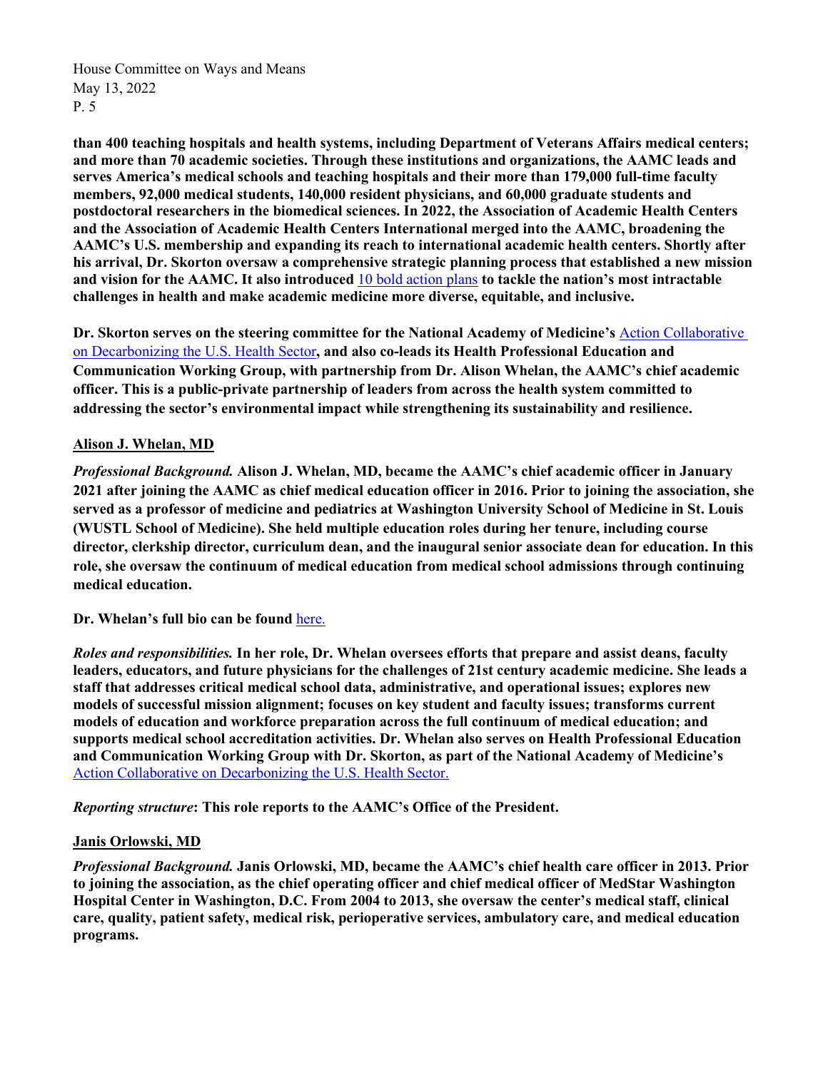**than 400 teaching hospitals and health systems, including Department of Veterans Affairs medical centers; and more than 70 academic societies. Through these institutions and organizations, the AAMC leads and serves America's medical schools and teaching hospitals and their more than 179,000 full-time faculty members, 92,000 medical students, 140,000 resident physicians, and 60,000 graduate students and postdoctoral researchers in the biomedical sciences. In 2022, the Association of Academic Health Centers and the Association of Academic Health Centers International merged into the AAMC, broadening the AAMC's U.S. membership and expanding its reach to international academic health centers. Shortly after his arrival, Dr. Skorton oversaw a comprehensive strategic planning process that established a new mission and vision for the AAMC. It also introduced** 10 bold action plans **to tackle the nation's most intractable challenges in health and make academic medicine more diverse, equitable, and inclusive.**

**Dr. Skorton serves on the steering committee for the National Academy of Medicine's** Action Collaborative on Decarbonizing the U.S. Health Sector**, and also co-leads its Health Professional Education and Communication Working Group, with partnership from Dr. Alison Whelan, the AAMC's chief academic officer. This is a public-private partnership of leaders from across the health system committed to addressing the sector's environmental impact while strengthening its sustainability and resilience.**

**Alison J. Whelan, MD**

***Professional Background.*** **Alison J. Whelan, MD, became the AAMC's chief academic officer in January 2021 after joining the AAMC as chief medical education officer in 2016. Prior to joining the association, she served as a professor of medicine and pediatrics at Washington University School of Medicine in St. Louis (WUSTL School of Medicine). She held multiple education roles during her tenure, including course director, clerkship director, curriculum dean, and the inaugural senior associate dean for education. In this role, she oversaw the continuum of medical education from medical school admissions through continuing medical education.**

**Dr. Whelan's full bio can be found** here.

***Roles and responsibilities.*** **In her role, Dr. Whelan oversees efforts that prepare and assist deans, faculty leaders, educators, and future physicians for the challenges of 21st century academic medicine. She leads a staff that addresses critical medical school data, administrative, and operational issues; explores new models of successful mission alignment; focuses on key student and faculty issues; transforms current models of education and workforce preparation across the full continuum of medical education; and supports medical school accreditation activities. Dr. Whelan also serves on Health Professional Education and Communication Working Group with Dr. Skorton, as part of the National Academy of Medicine's** Action Collaborative on Decarbonizing the U.S. Health Sector.

***Reporting structure*****: This role reports to the AAMC's Office of the President.**

**Janis Orlowski, MD**

***Professional Background.*** **Janis Orlowski, MD, became the AAMC's chief health care officer in 2013. Prior to joining the association, as the chief operating officer and chief medical officer of MedStar Washington Hospital Center in Washington, D.C. From 2004 to 2013, she oversaw the center's medical staff, clinical care, quality, patient safety, medical risk, perioperative services, ambulatory care, and medical education programs.**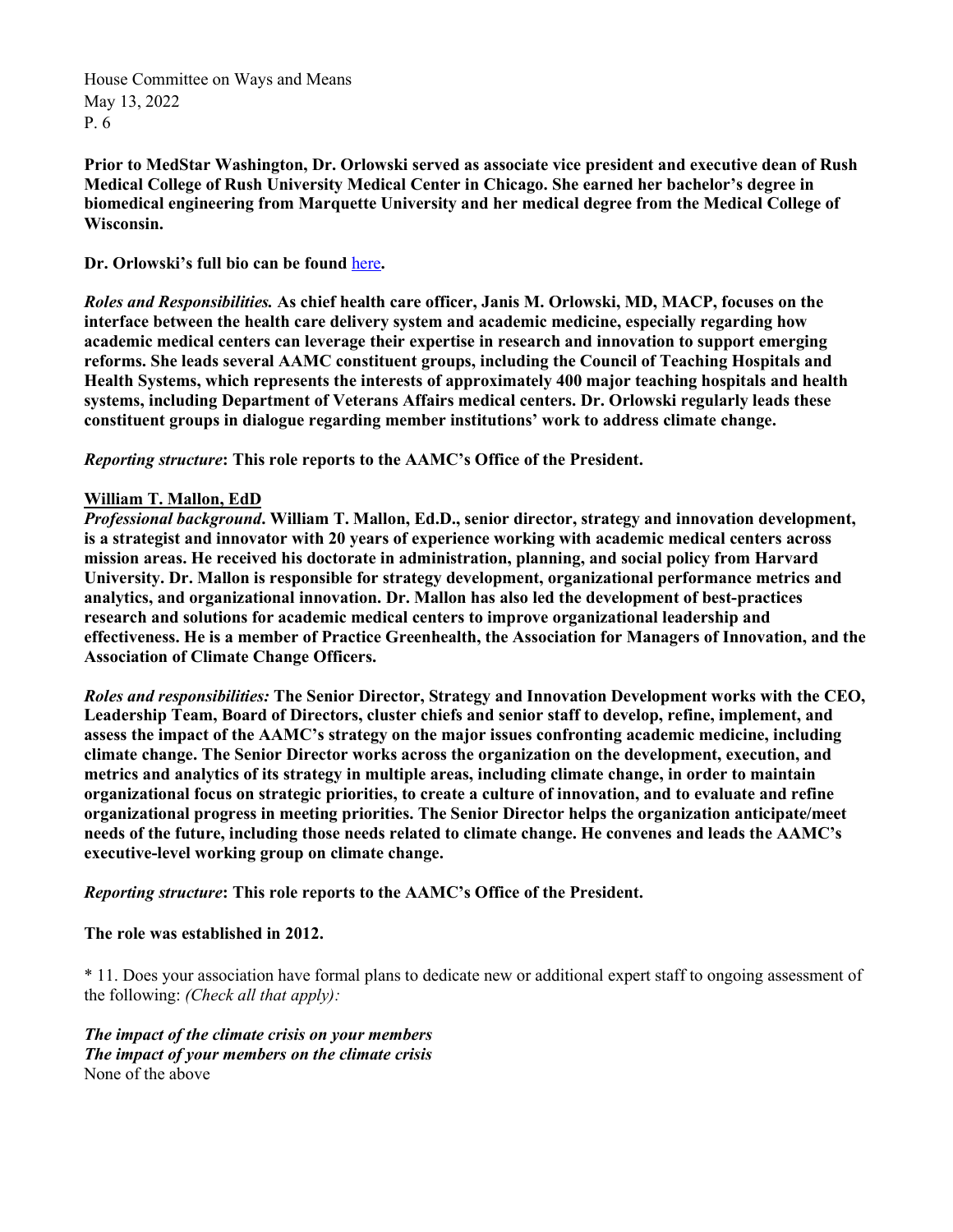**Prior to MedStar Washington, Dr. Orlowski served as associate vice president and executive dean of Rush Medical College of Rush University Medical Center in Chicago. She earned her bachelor's degree in biomedical engineering from Marquette University and her medical degree from the Medical College of Wisconsin.**

**Dr. Orlowski's full bio can be found [here](here).**

***Roles and Responsibilities.*** **As chief health care officer, Janis M. Orlowski, MD, MACP, focuses on the interface between the health care delivery system and academic medicine, especially regarding how academic medical centers can leverage their expertise in research and innovation to support emerging reforms. She leads several AAMC constituent groups, including the Council of Teaching Hospitals and Health Systems, which represents the interests of approximately 400 major teaching hospitals and health systems, including Department of Veterans Affairs medical centers. Dr. Orlowski regularly leads these constituent groups in dialogue regarding member institutions' work to address climate change.**

***Reporting structure*: This role reports to the AAMC's Office of the President.**

**William T. Mallon, EdD**

***Professional background*. William T. Mallon, Ed.D., senior director, strategy and innovation development, is a strategist and innovator with 20 years of experience working with academic medical centers across mission areas. He received his doctorate in administration, planning, and social policy from Harvard University. Dr. Mallon is responsible for strategy development, organizational performance metrics and analytics, and organizational innovation. Dr. Mallon has also led the development of best-practices research and solutions for academic medical centers to improve organizational leadership and effectiveness. He is a member of Practice Greenhealth, the Association for Managers of Innovation, and the Association of Climate Change Officers.**

***Roles and responsibilities:*** **The Senior Director, Strategy and Innovation Development works with the CEO, Leadership Team, Board of Directors, cluster chiefs and senior staff to develop, refine, implement, and assess the impact of the AAMC's strategy on the major issues confronting academic medicine, including climate change. The Senior Director works across the organization on the development, execution, and metrics and analytics of its strategy in multiple areas, including climate change, in order to maintain organizational focus on strategic priorities, to create a culture of innovation, and to evaluate and refine organizational progress in meeting priorities. The Senior Director helps the organization anticipate/meet needs of the future, including those needs related to climate change. He convenes and leads the AAMC's executive-level working group on climate change.**

***Reporting structure*: This role reports to the AAMC's Office of the President.**

**The role was established in 2012.**

* 11. Does your association have formal plans to dedicate new or additional expert staff to ongoing assessment of the following: *(Check all that apply):*

***The impact of the climate crisis on your members***
***The impact of your members on the climate crisis***
None of the above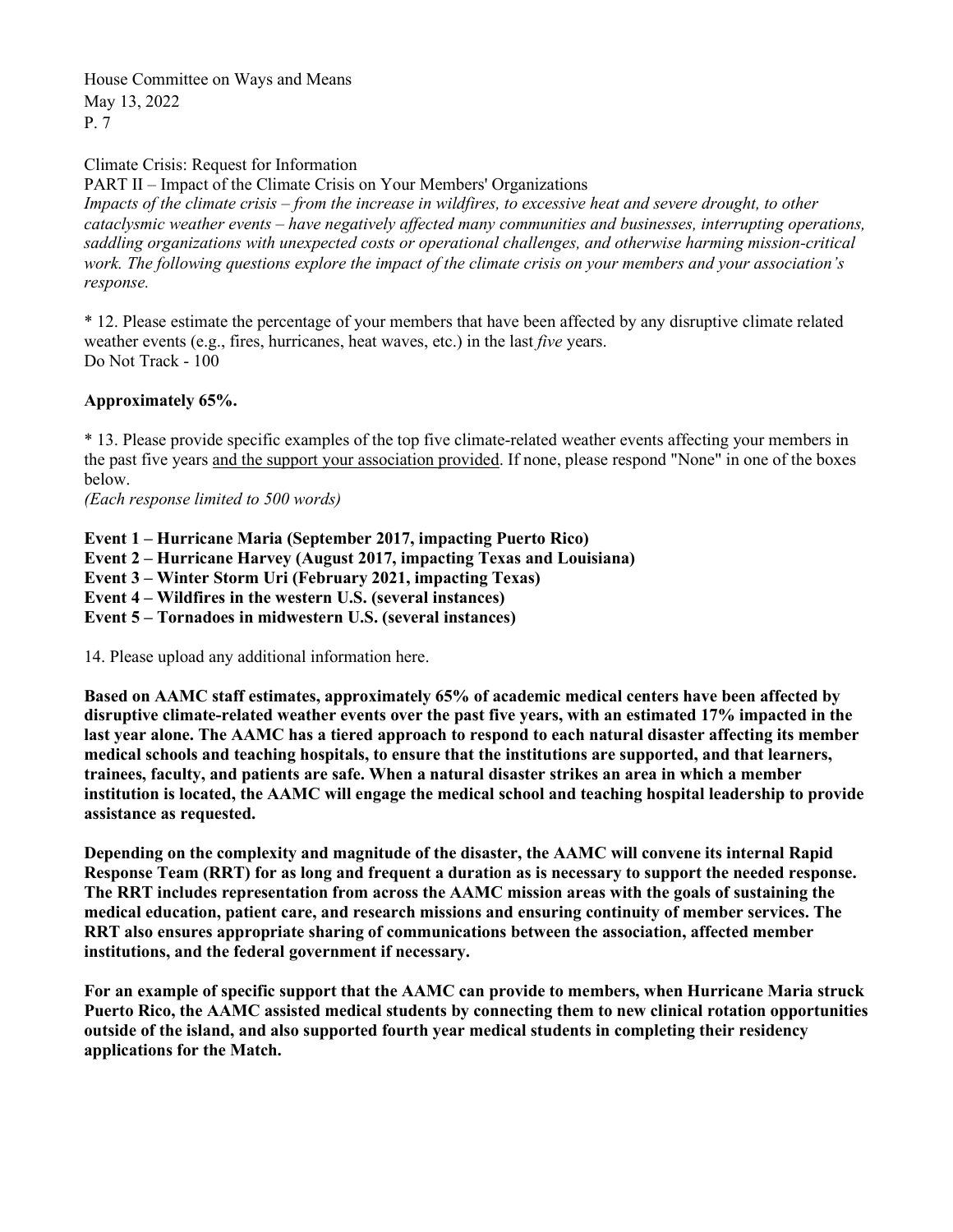Climate Crisis: Request for Information

PART II – Impact of the Climate Crisis on Your Members' Organizations

*Impacts of the climate crisis – from the increase in wildfires, to excessive heat and severe drought, to other cataclysmic weather events – have negatively affected many communities and businesses, interrupting operations, saddling organizations with unexpected costs or operational challenges, and otherwise harming mission-critical work. The following questions explore the impact of the climate crisis on your members and your association's response.*

\* 12. Please estimate the percentage of your members that have been affected by any disruptive climate related weather events (e.g., fires, hurricanes, heat waves, etc.) in the last *five* years.
Do Not Track - 100

**Approximately 65%.**

\* 13. Please provide specific examples of the top five climate-related weather events affecting your members in the past five years <u>and the support your association provided</u>. If none, please respond "None" in one of the boxes below.
*(Each response limited to 500 words)*

**Event 1 – Hurricane Maria (September 2017, impacting Puerto Rico)**
**Event 2 – Hurricane Harvey (August 2017, impacting Texas and Louisiana)**
**Event 3 – Winter Storm Uri (February 2021, impacting Texas)**
**Event 4 – Wildfires in the western U.S. (several instances)**
**Event 5 – Tornadoes in midwestern U.S. (several instances)**

14. Please upload any additional information here.

**Based on AAMC staff estimates, approximately 65% of academic medical centers have been affected by disruptive climate-related weather events over the past five years, with an estimated 17% impacted in the last year alone. The AAMC has a tiered approach to respond to each natural disaster affecting its member medical schools and teaching hospitals, to ensure that the institutions are supported, and that learners, trainees, faculty, and patients are safe. When a natural disaster strikes an area in which a member institution is located, the AAMC will engage the medical school and teaching hospital leadership to provide assistance as requested.**

**Depending on the complexity and magnitude of the disaster, the AAMC will convene its internal Rapid Response Team (RRT) for as long and frequent a duration as is necessary to support the needed response. The RRT includes representation from across the AAMC mission areas with the goals of sustaining the medical education, patient care, and research missions and ensuring continuity of member services. The RRT also ensures appropriate sharing of communications between the association, affected member institutions, and the federal government if necessary.**

**For an example of specific support that the AAMC can provide to members, when Hurricane Maria struck Puerto Rico, the AAMC assisted medical students by connecting them to new clinical rotation opportunities outside of the island, and also supported fourth year medical students in completing their residency applications for the Match.**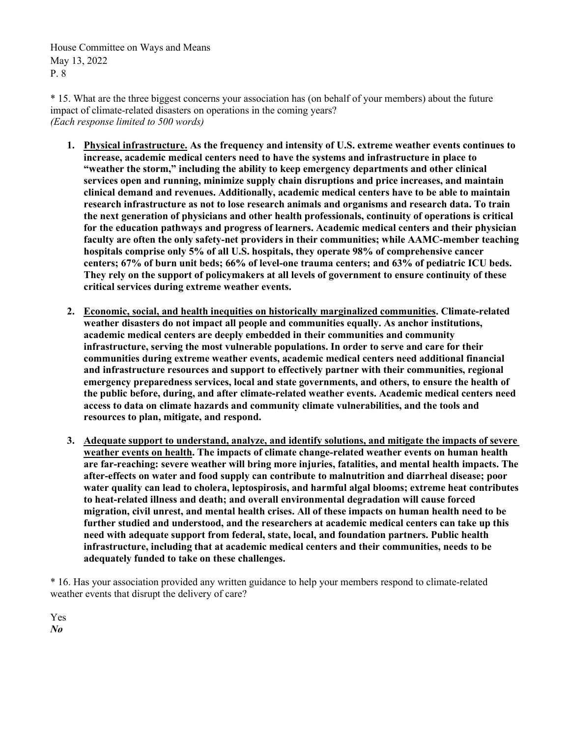\* 15. What are the three biggest concerns your association has (on behalf of your members) about the future impact of climate-related disasters on operations in the coming years?
*(Each response limited to 500 words)*

1. **<u>Physical infrastructure.</u> As the frequency and intensity of U.S. extreme weather events continues to increase, academic medical centers need to have the systems and infrastructure in place to "weather the storm," including the ability to keep emergency departments and other clinical services open and running, minimize supply chain disruptions and price increases, and maintain clinical demand and revenues. Additionally, academic medical centers have to be able to maintain research infrastructure as not to lose research animals and organisms and research data. To train the next generation of physicians and other health professionals, continuity of operations is critical for the education pathways and progress of learners. Academic medical centers and their physician faculty are often the only safety-net providers in their communities; while AAMC-member teaching hospitals comprise only 5% of all U.S. hospitals, they operate 98% of comprehensive cancer centers; 67% of burn unit beds; 66% of level-one trauma centers; and 63% of pediatric ICU beds. They rely on the support of policymakers at all levels of government to ensure continuity of these critical services during extreme weather events.**

2. **<u>Economic, social, and health inequities on historically marginalized communities</u>. Climate-related weather disasters do not impact all people and communities equally. As anchor institutions, academic medical centers are deeply embedded in their communities and community infrastructure, serving the most vulnerable populations. In order to serve and care for their communities during extreme weather events, academic medical centers need additional financial and infrastructure resources and support to effectively partner with their communities, regional emergency preparedness services, local and state governments, and others, to ensure the health of the public before, during, and after climate-related weather events. Academic medical centers need access to data on climate hazards and community climate vulnerabilities, and the tools and resources to plan, mitigate, and respond.**

3. **<u>Adequate support to understand, analyze, and identify solutions, and mitigate the impacts of severe weather events on health</u>. The impacts of climate change-related weather events on human health are far-reaching: severe weather will bring more injuries, fatalities, and mental health impacts. The after-effects on water and food supply can contribute to malnutrition and diarrheal disease; poor water quality can lead to cholera, leptospirosis, and harmful algal blooms; extreme heat contributes to heat-related illness and death; and overall environmental degradation will cause forced migration, civil unrest, and mental health crises. All of these impacts on human health need to be further studied and understood, and the researchers at academic medical centers can take up this need with adequate support from federal, state, local, and foundation partners. Public health infrastructure, including that at academic medical centers and their communities, needs to be adequately funded to take on these challenges.**

\* 16. Has your association provided any written guidance to help your members respond to climate-related weather events that disrupt the delivery of care?

Yes
***No***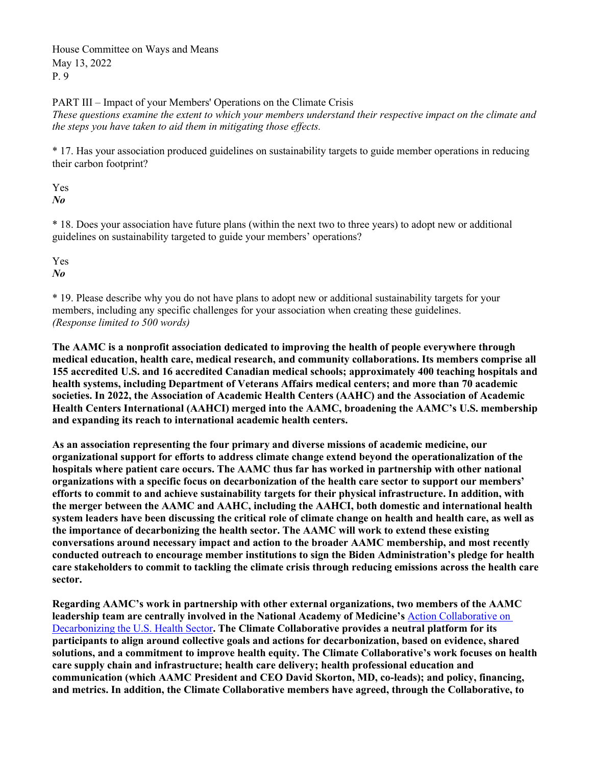PART III – Impact of your Members' Operations on the Climate Crisis

*These questions examine the extent to which your members understand their respective impact on the climate and the steps you have taken to aid them in mitigating those effects.*

* 17. Has your association produced guidelines on sustainability targets to guide member operations in reducing their carbon footprint?

Yes
***No***

* 18. Does your association have future plans (within the next two to three years) to adopt new or additional guidelines on sustainability targeted to guide your members' operations?

Yes
***No***

* 19. Please describe why you do not have plans to adopt new or additional sustainability targets for your members, including any specific challenges for your association when creating these guidelines.
*(Response limited to 500 words)*

**The AAMC is a nonprofit association dedicated to improving the health of people everywhere through medical education, health care, medical research, and community collaborations. Its members comprise all 155 accredited U.S. and 16 accredited Canadian medical schools; approximately 400 teaching hospitals and health systems, including Department of Veterans Affairs medical centers; and more than 70 academic societies. In 2022, the Association of Academic Health Centers (AAHC) and the Association of Academic Health Centers International (AAHCI) merged into the AAMC, broadening the AAMC's U.S. membership and expanding its reach to international academic health centers.**

**As an association representing the four primary and diverse missions of academic medicine, our organizational support for efforts to address climate change extend beyond the operationalization of the hospitals where patient care occurs. The AAMC thus far has worked in partnership with other national organizations with a specific focus on decarbonization of the health care sector to support our members' efforts to commit to and achieve sustainability targets for their physical infrastructure. In addition, with the merger between the AAMC and AAHC, including the AAHCI, both domestic and international health system leaders have been discussing the critical role of climate change on health and health care, as well as the importance of decarbonizing the health sector. The AAMC will work to extend these existing conversations around necessary impact and action to the broader AAMC membership, and most recently conducted outreach to encourage member institutions to sign the Biden Administration's pledge for health care stakeholders to commit to tackling the climate crisis through reducing emissions across the health care sector.**

**Regarding AAMC's work in partnership with other external organizations, two members of the AAMC leadership team are centrally involved in the National Academy of Medicine's** Action Collaborative on Decarbonizing the U.S. Health Sector**. The Climate Collaborative provides a neutral platform for its participants to align around collective goals and actions for decarbonization, based on evidence, shared solutions, and a commitment to improve health equity. The Climate Collaborative's work focuses on health care supply chain and infrastructure; health care delivery; health professional education and communication (which AAMC President and CEO David Skorton, MD, co-leads); and policy, financing, and metrics. In addition, the Climate Collaborative members have agreed, through the Collaborative, to**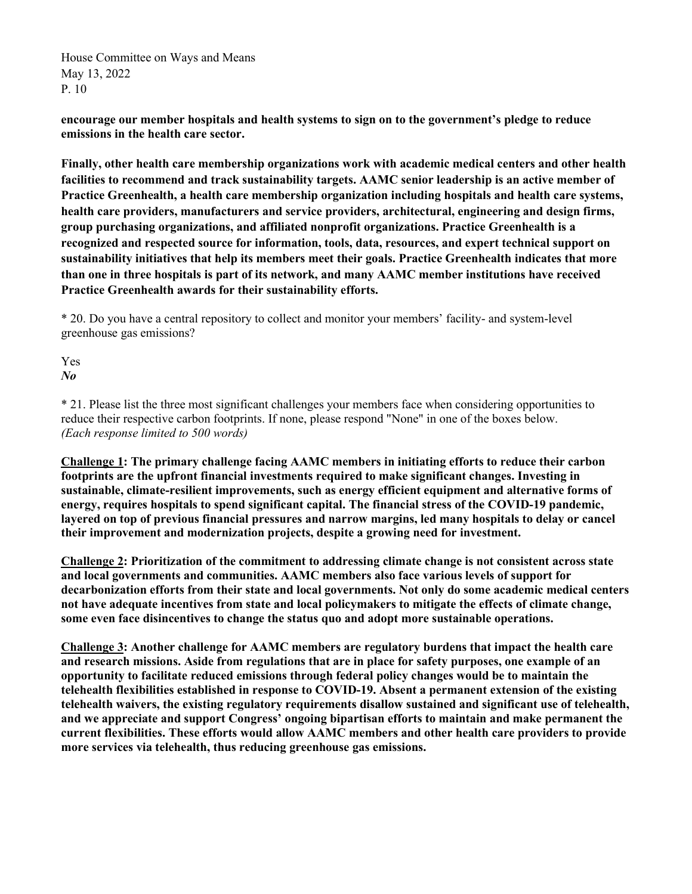**encourage our member hospitals and health systems to sign on to the government's pledge to reduce emissions in the health care sector.**

**Finally, other health care membership organizations work with academic medical centers and other health facilities to recommend and track sustainability targets. AAMC senior leadership is an active member of Practice Greenhealth, a health care membership organization including hospitals and health care systems, health care providers, manufacturers and service providers, architectural, engineering and design firms, group purchasing organizations, and affiliated nonprofit organizations. Practice Greenhealth is a recognized and respected source for information, tools, data, resources, and expert technical support on sustainability initiatives that help its members meet their goals. Practice Greenhealth indicates that more than one in three hospitals is part of its network, and many AAMC member institutions have received Practice Greenhealth awards for their sustainability efforts.**

* 20. Do you have a central repository to collect and monitor your members' facility- and system-level greenhouse gas emissions?

Yes
***No***

* 21. Please list the three most significant challenges your members face when considering opportunities to reduce their respective carbon footprints. If none, please respond "None" in one of the boxes below. *(Each response limited to 500 words)*

**Challenge 1: The primary challenge facing AAMC members in initiating efforts to reduce their carbon footprints are the upfront financial investments required to make significant changes. Investing in sustainable, climate-resilient improvements, such as energy efficient equipment and alternative forms of energy, requires hospitals to spend significant capital. The financial stress of the COVID-19 pandemic, layered on top of previous financial pressures and narrow margins, led many hospitals to delay or cancel their improvement and modernization projects, despite a growing need for investment.**

**Challenge 2: Prioritization of the commitment to addressing climate change is not consistent across state and local governments and communities. AAMC members also face various levels of support for decarbonization efforts from their state and local governments. Not only do some academic medical centers not have adequate incentives from state and local policymakers to mitigate the effects of climate change, some even face disincentives to change the status quo and adopt more sustainable operations.**

**Challenge 3: Another challenge for AAMC members are regulatory burdens that impact the health care and research missions. Aside from regulations that are in place for safety purposes, one example of an opportunity to facilitate reduced emissions through federal policy changes would be to maintain the telehealth flexibilities established in response to COVID-19. Absent a permanent extension of the existing telehealth waivers, the existing regulatory requirements disallow sustained and significant use of telehealth, and we appreciate and support Congress' ongoing bipartisan efforts to maintain and make permanent the current flexibilities. These efforts would allow AAMC members and other health care providers to provide more services via telehealth, thus reducing greenhouse gas emissions.**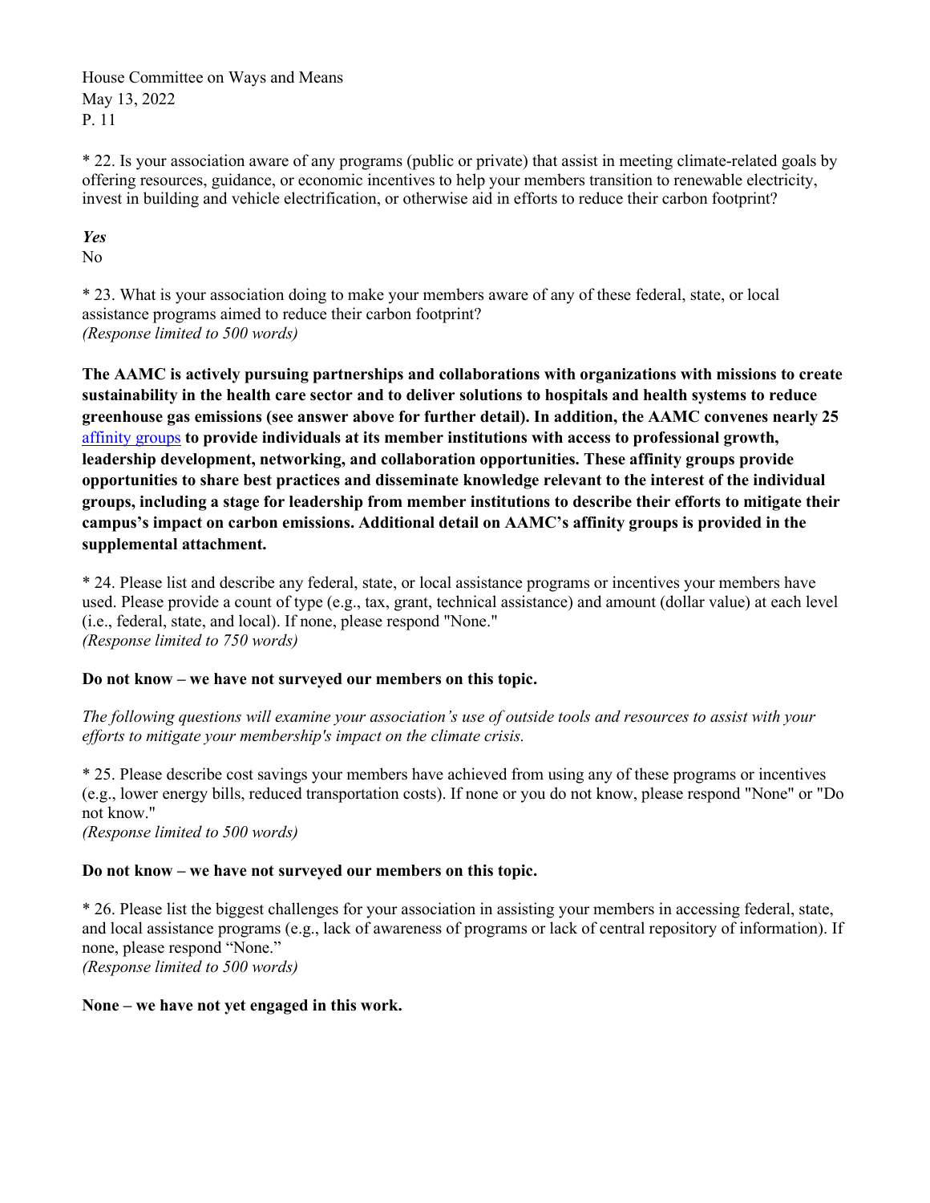* 22. Is your association aware of any programs (public or private) that assist in meeting climate-related goals by offering resources, guidance, or economic incentives to help your members transition to renewable electricity, invest in building and vehicle electrification, or otherwise aid in efforts to reduce their carbon footprint?

***Yes***
No

* 23. What is your association doing to make your members aware of any of these federal, state, or local assistance programs aimed to reduce their carbon footprint?
*(Response limited to 500 words)*

**The AAMC is actively pursuing partnerships and collaborations with organizations with missions to create sustainability in the health care sector and to deliver solutions to hospitals and health systems to reduce greenhouse gas emissions (see answer above for further detail). In addition, the AAMC convenes nearly 25** affinity groups **to provide individuals at its member institutions with access to professional growth, leadership development, networking, and collaboration opportunities. These affinity groups provide opportunities to share best practices and disseminate knowledge relevant to the interest of the individual groups, including a stage for leadership from member institutions to describe their efforts to mitigate their campus's impact on carbon emissions. Additional detail on AAMC's affinity groups is provided in the supplemental attachment.**

* 24. Please list and describe any federal, state, or local assistance programs or incentives your members have used. Please provide a count of type (e.g., tax, grant, technical assistance) and amount (dollar value) at each level (i.e., federal, state, and local). If none, please respond "None."
*(Response limited to 750 words)*

**Do not know – we have not surveyed our members on this topic.**

*The following questions will examine your association's use of outside tools and resources to assist with your efforts to mitigate your membership's impact on the climate crisis.*

* 25. Please describe cost savings your members have achieved from using any of these programs or incentives (e.g., lower energy bills, reduced transportation costs). If none or you do not know, please respond "None" or "Do not know."
*(Response limited to 500 words)*

**Do not know – we have not surveyed our members on this topic.**

* 26. Please list the biggest challenges for your association in assisting your members in accessing federal, state, and local assistance programs (e.g., lack of awareness of programs or lack of central repository of information). If none, please respond "None."
*(Response limited to 500 words)*

**None – we have not yet engaged in this work.**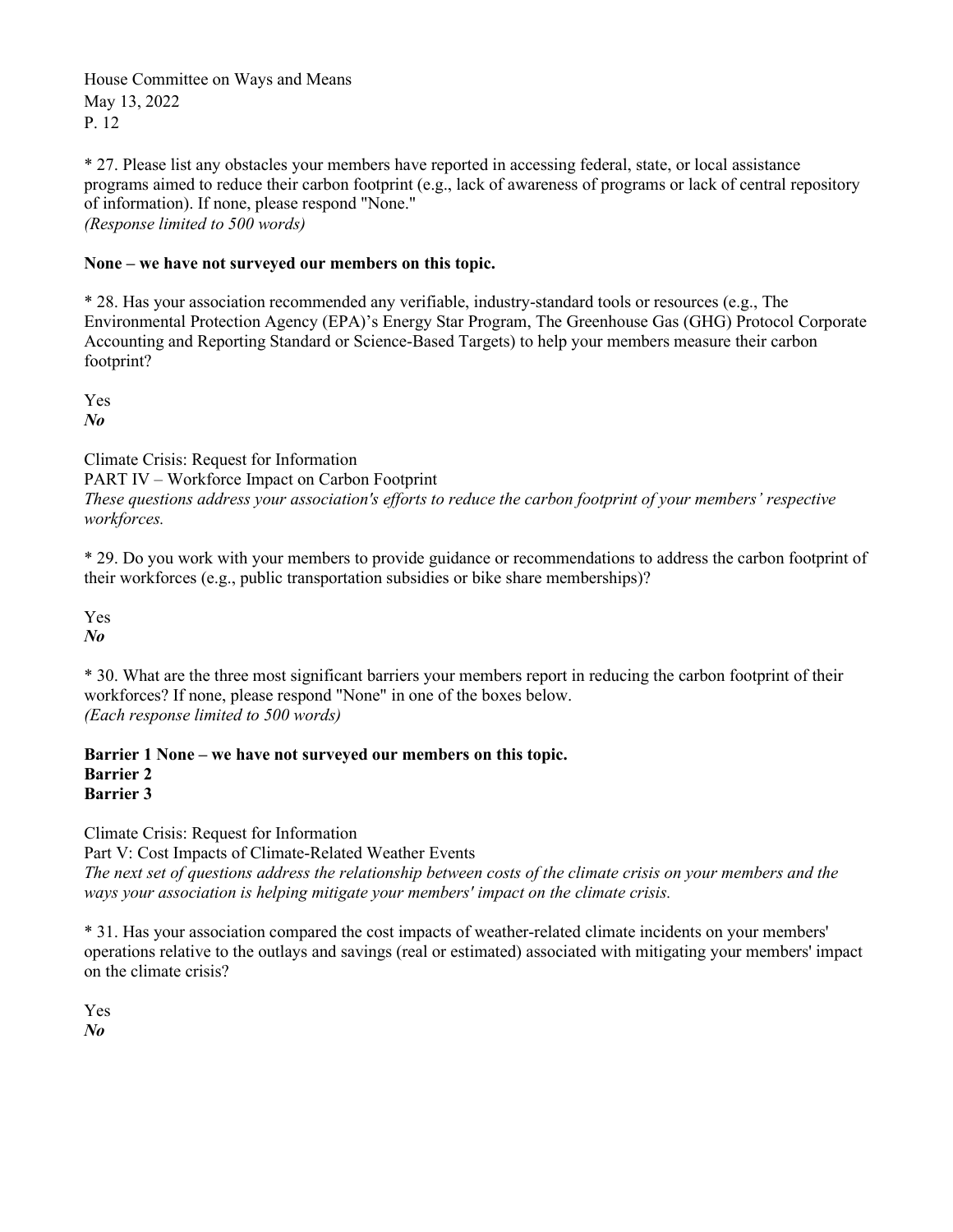* 27. Please list any obstacles your members have reported in accessing federal, state, or local assistance programs aimed to reduce their carbon footprint (e.g., lack of awareness of programs or lack of central repository of information). If none, please respond "None."
*(Response limited to 500 words)*

**None – we have not surveyed our members on this topic.**

* 28. Has your association recommended any verifiable, industry-standard tools or resources (e.g., The Environmental Protection Agency (EPA)'s Energy Star Program, The Greenhouse Gas (GHG) Protocol Corporate Accounting and Reporting Standard or Science-Based Targets) to help your members measure their carbon footprint?

Yes
***No***

Climate Crisis: Request for Information
PART IV – Workforce Impact on Carbon Footprint
*These questions address your association's efforts to reduce the carbon footprint of your members' respective workforces.*

* 29. Do you work with your members to provide guidance or recommendations to address the carbon footprint of their workforces (e.g., public transportation subsidies or bike share memberships)?

Yes
***No***

* 30. What are the three most significant barriers your members report in reducing the carbon footprint of their workforces? If none, please respond "None" in one of the boxes below.
*(Each response limited to 500 words)*

**Barrier 1 None – we have not surveyed our members on this topic.**
**Barrier 2**
**Barrier 3**

Climate Crisis: Request for Information
Part V: Cost Impacts of Climate-Related Weather Events
*The next set of questions address the relationship between costs of the climate crisis on your members and the ways your association is helping mitigate your members' impact on the climate crisis.*

* 31. Has your association compared the cost impacts of weather-related climate incidents on your members' operations relative to the outlays and savings (real or estimated) associated with mitigating your members' impact on the climate crisis?

Yes
***No***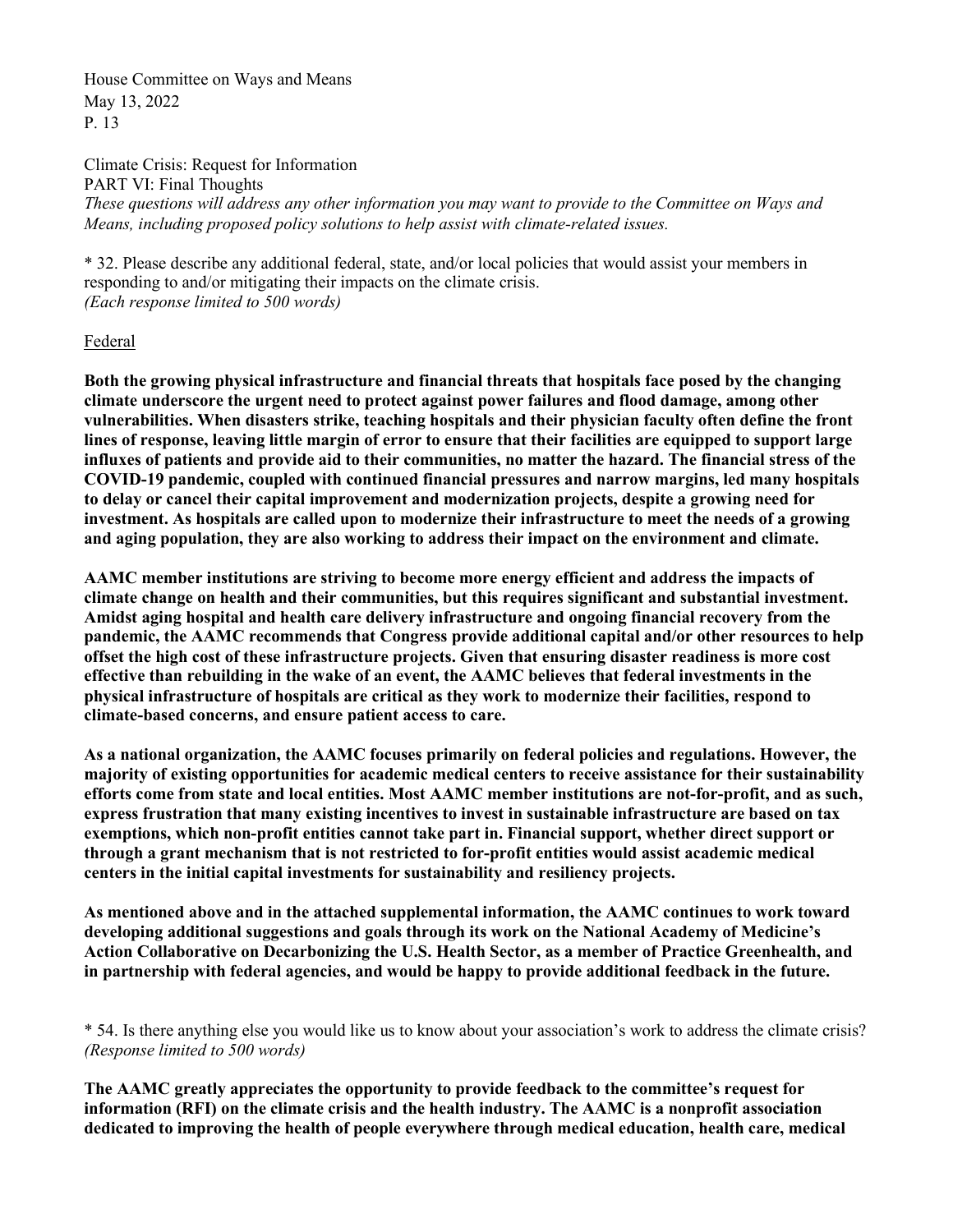Climate Crisis: Request for Information
PART VI: Final Thoughts
*These questions will address any other information you may want to provide to the Committee on Ways and Means, including proposed policy solutions to help assist with climate-related issues.*

* 32. Please describe any additional federal, state, and/or local policies that would assist your members in responding to and/or mitigating their impacts on the climate crisis.
*(Each response limited to 500 words)*

Federal

**Both the growing physical infrastructure and financial threats that hospitals face posed by the changing climate underscore the urgent need to protect against power failures and flood damage, among other vulnerabilities. When disasters strike, teaching hospitals and their physician faculty often define the front lines of response, leaving little margin of error to ensure that their facilities are equipped to support large influxes of patients and provide aid to their communities, no matter the hazard. The financial stress of the COVID-19 pandemic, coupled with continued financial pressures and narrow margins, led many hospitals to delay or cancel their capital improvement and modernization projects, despite a growing need for investment. As hospitals are called upon to modernize their infrastructure to meet the needs of a growing and aging population, they are also working to address their impact on the environment and climate.**

**AAMC member institutions are striving to become more energy efficient and address the impacts of climate change on health and their communities, but this requires significant and substantial investment. Amidst aging hospital and health care delivery infrastructure and ongoing financial recovery from the pandemic, the AAMC recommends that Congress provide additional capital and/or other resources to help offset the high cost of these infrastructure projects. Given that ensuring disaster readiness is more cost effective than rebuilding in the wake of an event, the AAMC believes that federal investments in the physical infrastructure of hospitals are critical as they work to modernize their facilities, respond to climate-based concerns, and ensure patient access to care.**

**As a national organization, the AAMC focuses primarily on federal policies and regulations. However, the majority of existing opportunities for academic medical centers to receive assistance for their sustainability efforts come from state and local entities. Most AAMC member institutions are not-for-profit, and as such, express frustration that many existing incentives to invest in sustainable infrastructure are based on tax exemptions, which non-profit entities cannot take part in. Financial support, whether direct support or through a grant mechanism that is not restricted to for-profit entities would assist academic medical centers in the initial capital investments for sustainability and resiliency projects.**

**As mentioned above and in the attached supplemental information, the AAMC continues to work toward developing additional suggestions and goals through its work on the National Academy of Medicine's Action Collaborative on Decarbonizing the U.S. Health Sector, as a member of Practice Greenhealth, and in partnership with federal agencies, and would be happy to provide additional feedback in the future.**

* 54. Is there anything else you would like us to know about your association's work to address the climate crisis?
*(Response limited to 500 words)*

**The AAMC greatly appreciates the opportunity to provide feedback to the committee's request for information (RFI) on the climate crisis and the health industry. The AAMC is a nonprofit association dedicated to improving the health of people everywhere through medical education, health care, medical**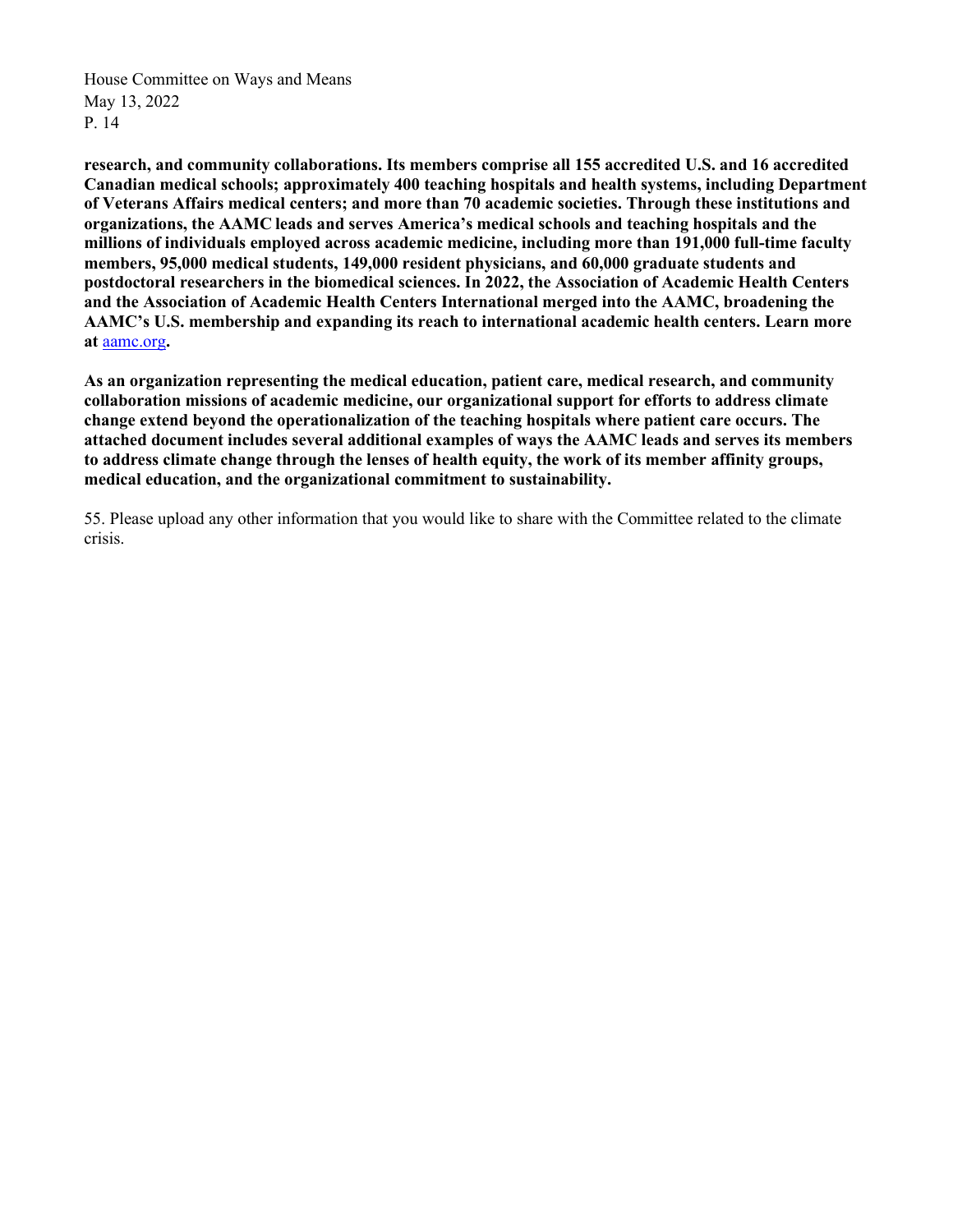**research, and community collaborations. Its members comprise all 155 accredited U.S. and 16 accredited Canadian medical schools; approximately 400 teaching hospitals and health systems, including Department of Veterans Affairs medical centers; and more than 70 academic societies. Through these institutions and organizations, the AAMC leads and serves America's medical schools and teaching hospitals and the millions of individuals employed across academic medicine, including more than 191,000 full-time faculty members, 95,000 medical students, 149,000 resident physicians, and 60,000 graduate students and postdoctoral researchers in the biomedical sciences. In 2022, the Association of Academic Health Centers and the Association of Academic Health Centers International merged into the AAMC, broadening the AAMC's U.S. membership and expanding its reach to international academic health centers. Learn more at** [aamc.org](https://www.aamc.org)**.**

**As an organization representing the medical education, patient care, medical research, and community collaboration missions of academic medicine, our organizational support for efforts to address climate change extend beyond the operationalization of the teaching hospitals where patient care occurs. The attached document includes several additional examples of ways the AAMC leads and serves its members to address climate change through the lenses of health equity, the work of its member affinity groups, medical education, and the organizational commitment to sustainability.**

55. Please upload any other information that you would like to share with the Committee related to the climate crisis.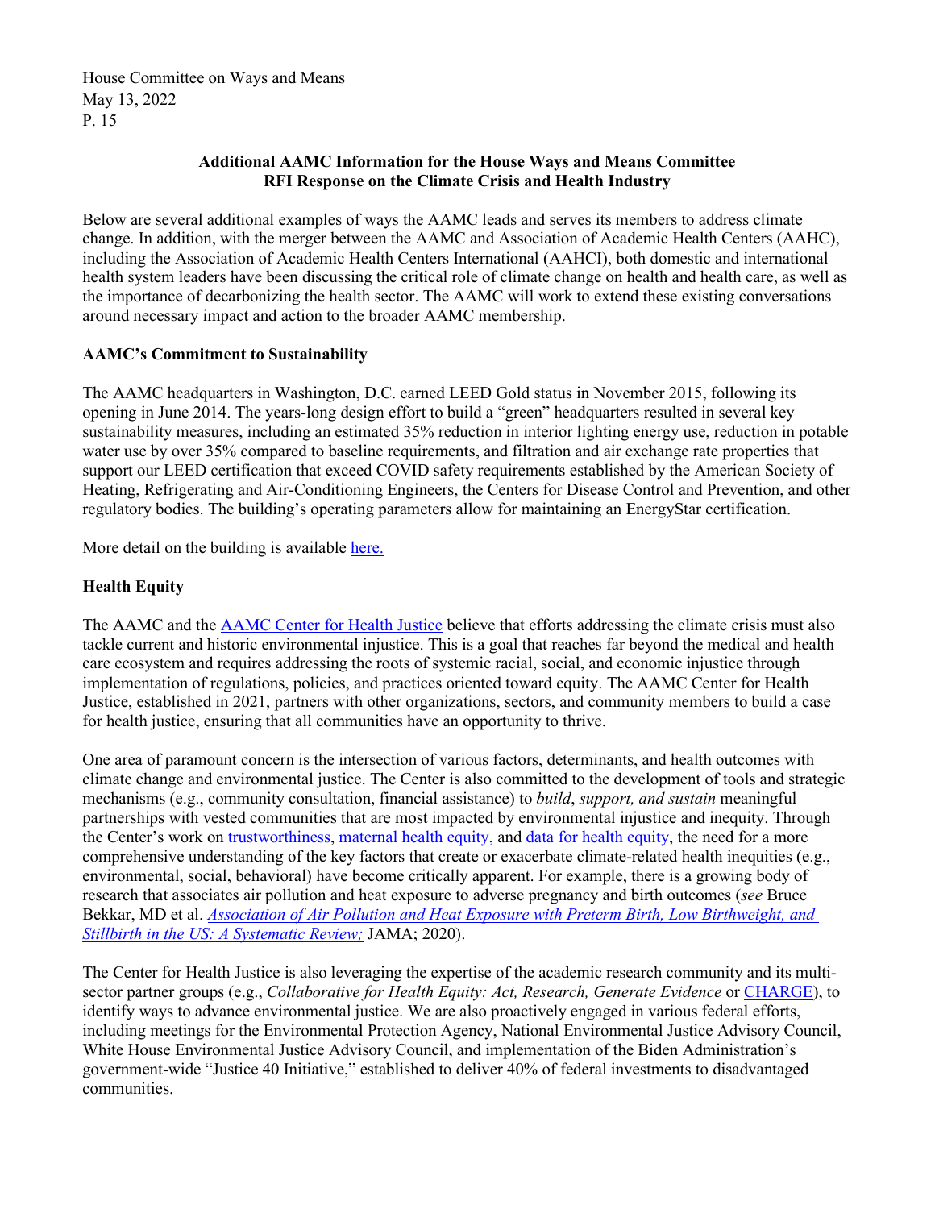**Additional AAMC Information for the House Ways and Means Committee RFI Response on the Climate Crisis and Health Industry**

Below are several additional examples of ways the AAMC leads and serves its members to address climate change. In addition, with the merger between the AAMC and Association of Academic Health Centers (AAHC), including the Association of Academic Health Centers International (AAHCI), both domestic and international health system leaders have been discussing the critical role of climate change on health and health care, as well as the importance of decarbonizing the health sector. The AAMC will work to extend these existing conversations around necessary impact and action to the broader AAMC membership.

**AAMC's Commitment to Sustainability**

The AAMC headquarters in Washington, D.C. earned LEED Gold status in November 2015, following its opening in June 2014. The years-long design effort to build a "green" headquarters resulted in several key sustainability measures, including an estimated 35% reduction in interior lighting energy use, reduction in potable water use by over 35% compared to baseline requirements, and filtration and air exchange rate properties that support our LEED certification that exceed COVID safety requirements established by the American Society of Heating, Refrigerating and Air-Conditioning Engineers, the Centers for Disease Control and Prevention, and other regulatory bodies. The building's operating parameters allow for maintaining an EnergyStar certification.

More detail on the building is available here.

**Health Equity**

The AAMC and the AAMC Center for Health Justice believe that efforts addressing the climate crisis must also tackle current and historic environmental injustice. This is a goal that reaches far beyond the medical and health care ecosystem and requires addressing the roots of systemic racial, social, and economic injustice through implementation of regulations, policies, and practices oriented toward equity. The AAMC Center for Health Justice, established in 2021, partners with other organizations, sectors, and community members to build a case for health justice, ensuring that all communities have an opportunity to thrive.

One area of paramount concern is the intersection of various factors, determinants, and health outcomes with climate change and environmental justice. The Center is also committed to the development of tools and strategic mechanisms (e.g., community consultation, financial assistance) to *build*, *support, and sustain* meaningful partnerships with vested communities that are most impacted by environmental injustice and inequity. Through the Center's work on trustworthiness, maternal health equity, and data for health equity, the need for a more comprehensive understanding of the key factors that create or exacerbate climate-related health inequities (e.g., environmental, social, behavioral) have become critically apparent. For example, there is a growing body of research that associates air pollution and heat exposure to adverse pregnancy and birth outcomes (*see* Bruce Bekkar, MD et al. *Association of Air Pollution and Heat Exposure with Preterm Birth, Low Birthweight, and Stillbirth in the US: A Systematic Review;* JAMA; 2020).

The Center for Health Justice is also leveraging the expertise of the academic research community and its multi-sector partner groups (e.g., *Collaborative for Health Equity: Act, Research, Generate Evidence* or CHARGE), to identify ways to advance environmental justice. We are also proactively engaged in various federal efforts, including meetings for the Environmental Protection Agency, National Environmental Justice Advisory Council, White House Environmental Justice Advisory Council, and implementation of the Biden Administration's government-wide "Justice 40 Initiative," established to deliver 40% of federal investments to disadvantaged communities.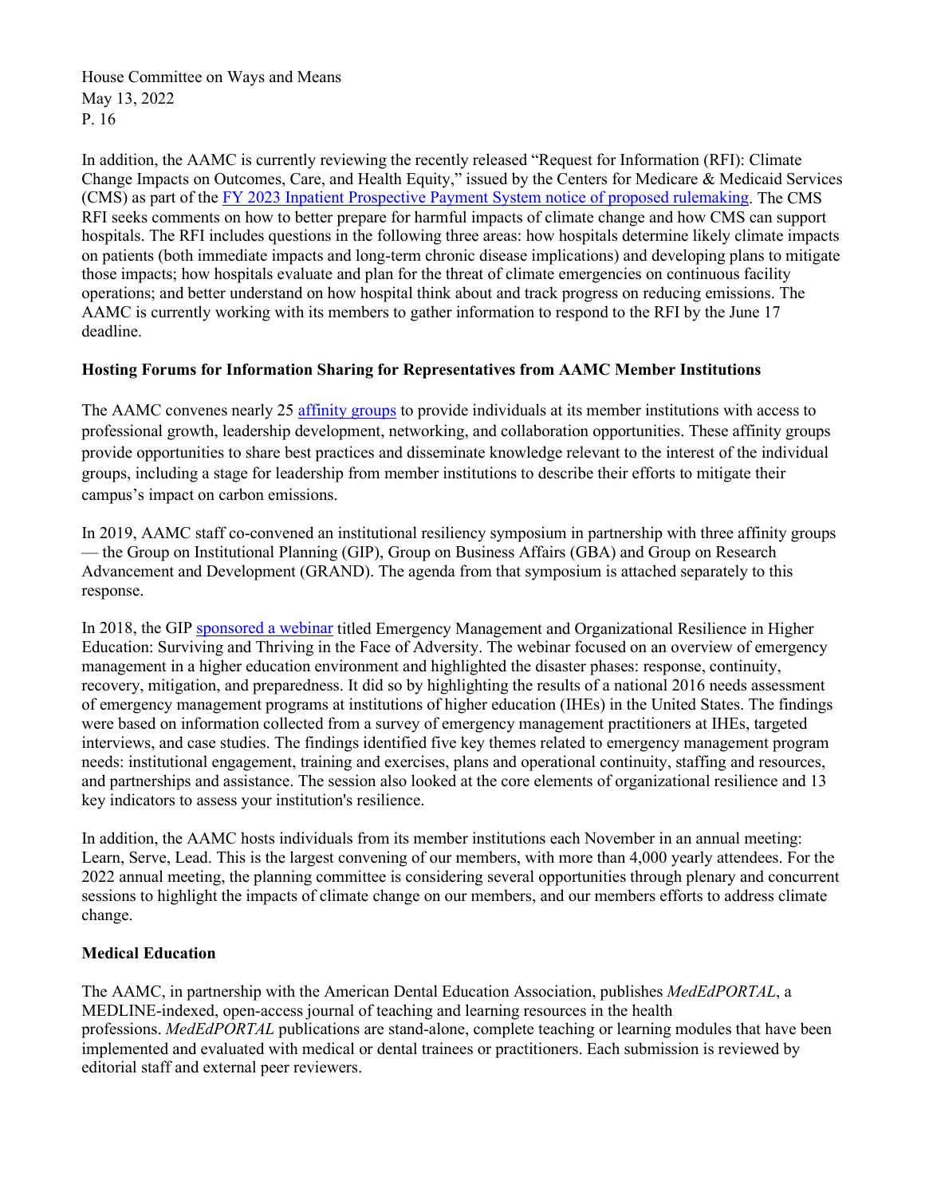In addition, the AAMC is currently reviewing the recently released "Request for Information (RFI): Climate Change Impacts on Outcomes, Care, and Health Equity," issued by the Centers for Medicare & Medicaid Services (CMS) as part of the [FY 2023 Inpatient Prospective Payment System notice of proposed rulemaking](). The CMS RFI seeks comments on how to better prepare for harmful impacts of climate change and how CMS can support hospitals. The RFI includes questions in the following three areas: how hospitals determine likely climate impacts on patients (both immediate impacts and long-term chronic disease implications) and developing plans to mitigate those impacts; how hospitals evaluate and plan for the threat of climate emergencies on continuous facility operations; and better understand on how hospital think about and track progress on reducing emissions. The AAMC is currently working with its members to gather information to respond to the RFI by the June 17 deadline.

**Hosting Forums for Information Sharing for Representatives from AAMC Member Institutions**

The AAMC convenes nearly 25 [affinity groups]() to provide individuals at its member institutions with access to professional growth, leadership development, networking, and collaboration opportunities. These affinity groups provide opportunities to share best practices and disseminate knowledge relevant to the interest of the individual groups, including a stage for leadership from member institutions to describe their efforts to mitigate their campus's impact on carbon emissions.

In 2019, AAMC staff co-convened an institutional resiliency symposium in partnership with three affinity groups — the Group on Institutional Planning (GIP), Group on Business Affairs (GBA) and Group on Research Advancement and Development (GRAND). The agenda from that symposium is attached separately to this response.

In 2018, the GIP [sponsored a webinar]() titled Emergency Management and Organizational Resilience in Higher Education: Surviving and Thriving in the Face of Adversity. The webinar focused on an overview of emergency management in a higher education environment and highlighted the disaster phases: response, continuity, recovery, mitigation, and preparedness. It did so by highlighting the results of a national 2016 needs assessment of emergency management programs at institutions of higher education (IHEs) in the United States. The findings were based on information collected from a survey of emergency management practitioners at IHEs, targeted interviews, and case studies. The findings identified five key themes related to emergency management program needs: institutional engagement, training and exercises, plans and operational continuity, staffing and resources, and partnerships and assistance. The session also looked at the core elements of organizational resilience and 13 key indicators to assess your institution's resilience.

In addition, the AAMC hosts individuals from its member institutions each November in an annual meeting: Learn, Serve, Lead. This is the largest convening of our members, with more than 4,000 yearly attendees. For the 2022 annual meeting, the planning committee is considering several opportunities through plenary and concurrent sessions to highlight the impacts of climate change on our members, and our members efforts to address climate change.

**Medical Education**

The AAMC, in partnership with the American Dental Education Association, publishes *MedEdPORTAL*, a MEDLINE-indexed, open-access journal of teaching and learning resources in the health professions. *MedEdPORTAL* publications are stand-alone, complete teaching or learning modules that have been implemented and evaluated with medical or dental trainees or practitioners. Each submission is reviewed by editorial staff and external peer reviewers.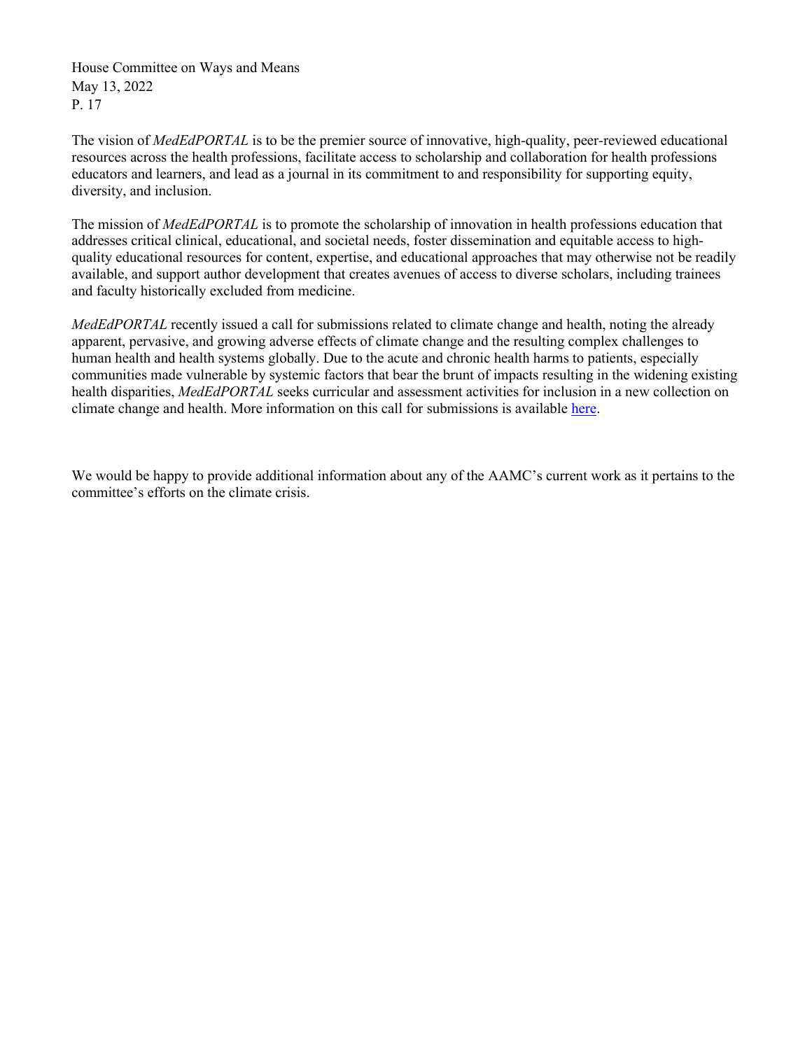The vision of *MedEdPORTAL* is to be the premier source of innovative, high-quality, peer-reviewed educational resources across the health professions, facilitate access to scholarship and collaboration for health professions educators and learners, and lead as a journal in its commitment to and responsibility for supporting equity, diversity, and inclusion.

The mission of *MedEdPORTAL* is to promote the scholarship of innovation in health professions education that addresses critical clinical, educational, and societal needs, foster dissemination and equitable access to high-quality educational resources for content, expertise, and educational approaches that may otherwise not be readily available, and support author development that creates avenues of access to diverse scholars, including trainees and faculty historically excluded from medicine.

*MedEdPORTAL* recently issued a call for submissions related to climate change and health, noting the already apparent, pervasive, and growing adverse effects of climate change and the resulting complex challenges to human health and health systems globally. Due to the acute and chronic health harms to patients, especially communities made vulnerable by systemic factors that bear the brunt of impacts resulting in the widening existing health disparities, *MedEdPORTAL* seeks curricular and assessment activities for inclusion in a new collection on climate change and health. More information on this call for submissions is available here.

We would be happy to provide additional information about any of the AAMC's current work as it pertains to the committee's efforts on the climate crisis.